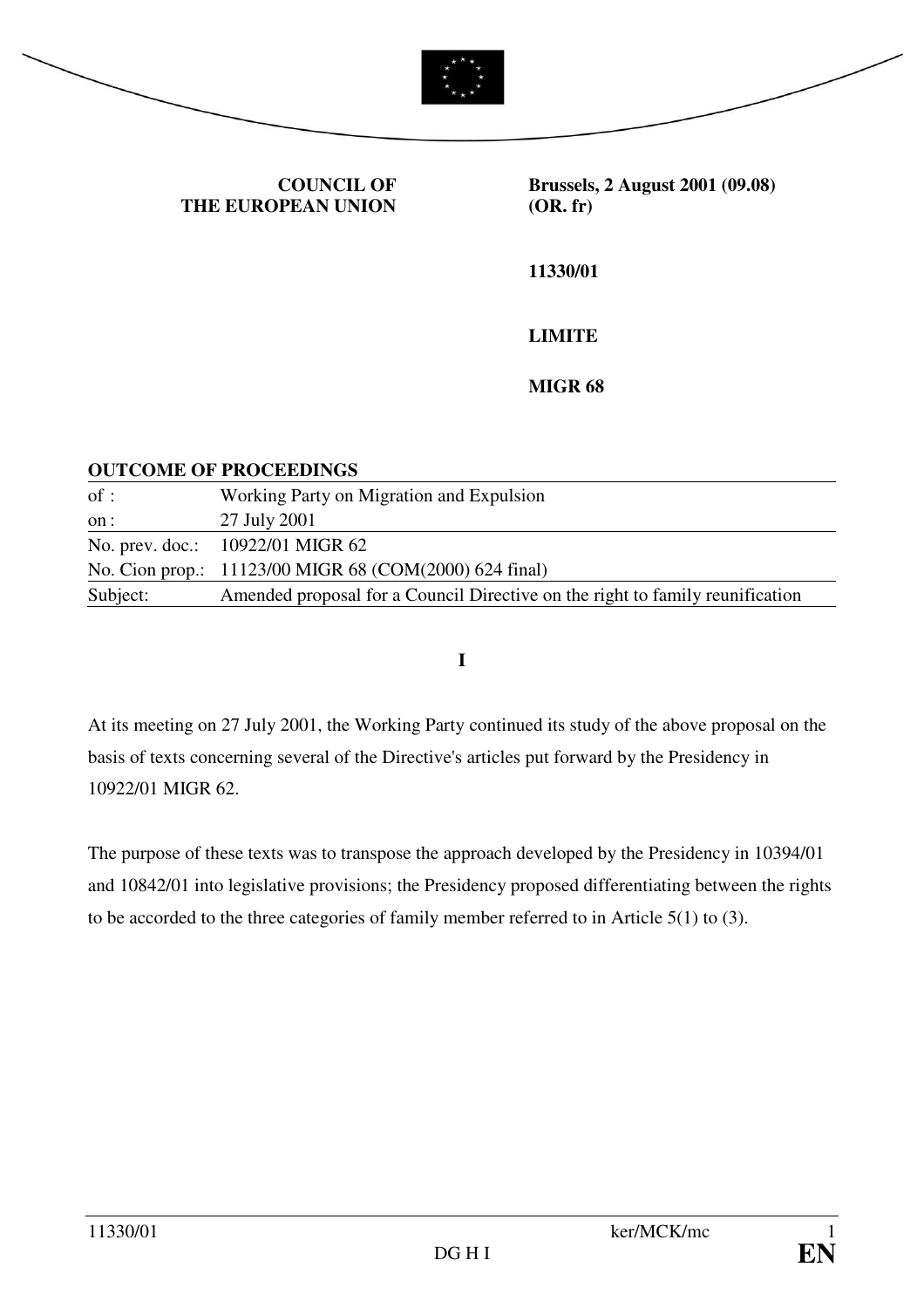**COUNCIL OF THE EUROPEAN UNION**

**Brussels, 2 August 2001 (09.08)**
**(OR. fr)**

**11330/01**

**LIMITE**

**MIGR 68**

**OUTCOME OF PROCEEDINGS**

| | |
|---|---|
| of : | Working Party on Migration and Expulsion |
| on : | 27 July 2001 |
| No. prev. doc.: | 10922/01 MIGR 62 |
| No. Cion prop.: | 11123/00 MIGR 68 (COM(2000) 624 final) |
| Subject: | Amended proposal for a Council Directive on the right to family reunification |

**I**

At its meeting on 27 July 2001, the Working Party continued its study of the above proposal on the basis of texts concerning several of the Directive's articles put forward by the Presidency in 10922/01 MIGR 62.

The purpose of these texts was to transpose the approach developed by the Presidency in 10394/01 and 10842/01 into legislative provisions; the Presidency proposed differentiating between the rights to be accorded to the three categories of family member referred to in Article 5(1) to (3).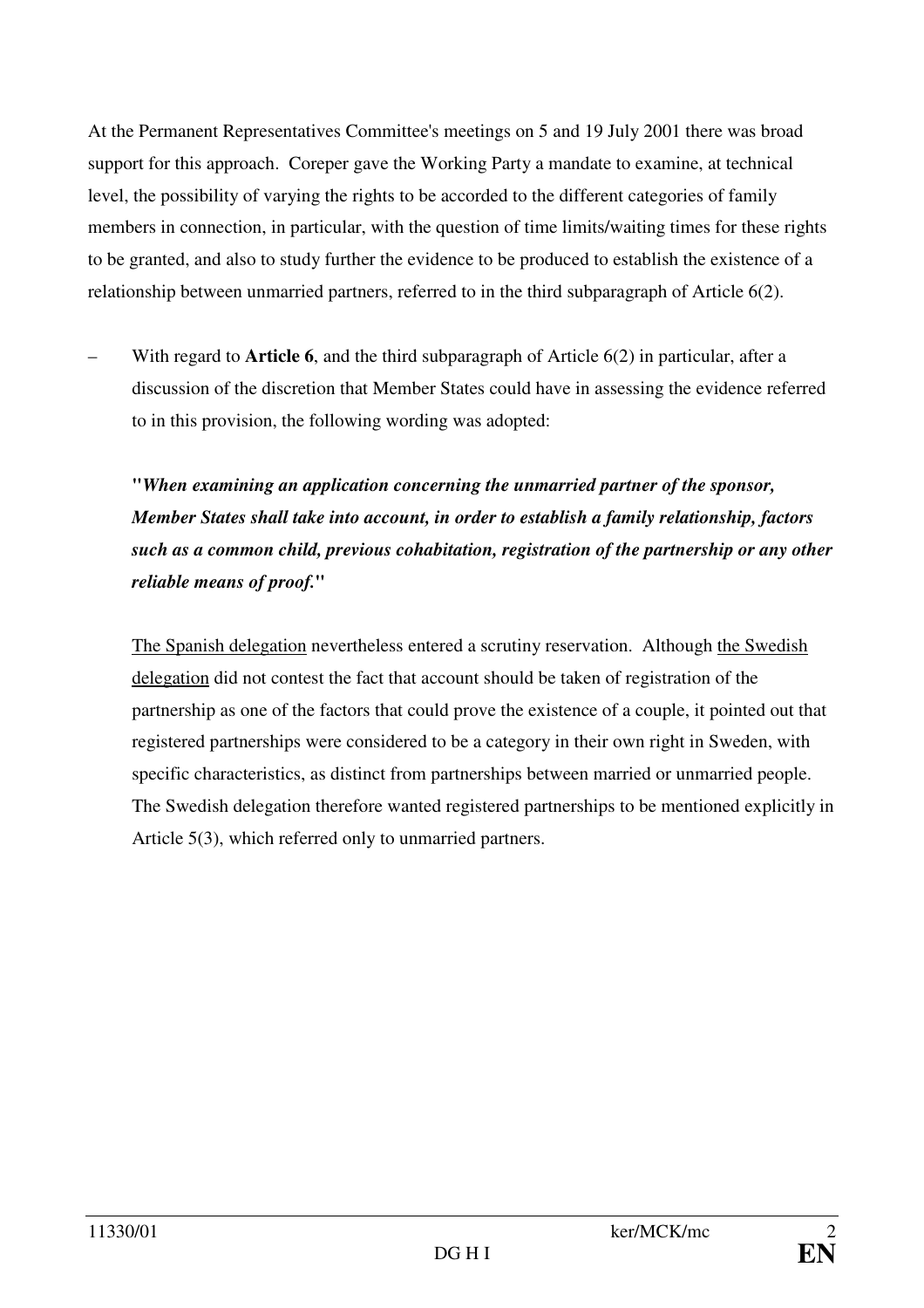At the Permanent Representatives Committee's meetings on 5 and 19 July 2001 there was broad support for this approach. Coreper gave the Working Party a mandate to examine, at technical level, the possibility of varying the rights to be accorded to the different categories of family members in connection, in particular, with the question of time limits/waiting times for these rights to be granted, and also to study further the evidence to be produced to establish the existence of a relationship between unmarried partners, referred to in the third subparagraph of Article 6(2).

– With regard to **Article 6**, and the third subparagraph of Article 6(2) in particular, after a discussion of the discretion that Member States could have in assessing the evidence referred to in this provision, the following wording was adopted:

  ***"When examining an application concerning the unmarried partner of the sponsor, Member States shall take into account, in order to establish a family relationship, factors such as a common child, previous cohabitation, registration of the partnership or any other reliable means of proof."***

  The Spanish delegation nevertheless entered a scrutiny reservation. Although the Swedish delegation did not contest the fact that account should be taken of registration of the partnership as one of the factors that could prove the existence of a couple, it pointed out that registered partnerships were considered to be a category in their own right in Sweden, with specific characteristics, as distinct from partnerships between married or unmarried people. The Swedish delegation therefore wanted registered partnerships to be mentioned explicitly in Article 5(3), which referred only to unmarried partners.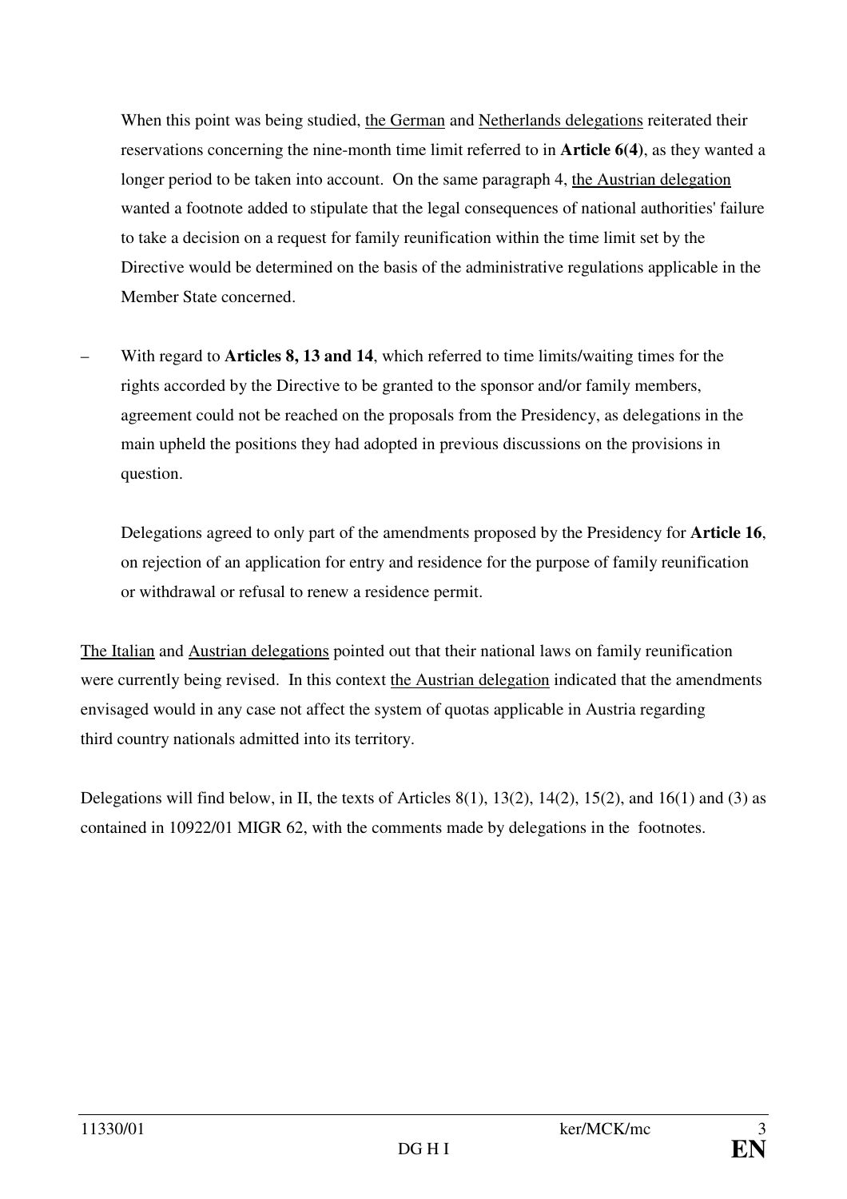When this point was being studied, the German and Netherlands delegations reiterated their reservations concerning the nine-month time limit referred to in **Article 6(4)**, as they wanted a longer period to be taken into account. On the same paragraph 4, the Austrian delegation wanted a footnote added to stipulate that the legal consequences of national authorities' failure to take a decision on a request for family reunification within the time limit set by the Directive would be determined on the basis of the administrative regulations applicable in the Member State concerned.

– With regard to **Articles 8, 13 and 14**, which referred to time limits/waiting times for the rights accorded by the Directive to be granted to the sponsor and/or family members, agreement could not be reached on the proposals from the Presidency, as delegations in the main upheld the positions they had adopted in previous discussions on the provisions in question.

  Delegations agreed to only part of the amendments proposed by the Presidency for **Article 16**, on rejection of an application for entry and residence for the purpose of family reunification or withdrawal or refusal to renew a residence permit.

The Italian and Austrian delegations pointed out that their national laws on family reunification were currently being revised. In this context the Austrian delegation indicated that the amendments envisaged would in any case not affect the system of quotas applicable in Austria regarding third country nationals admitted into its territory.

Delegations will find below, in II, the texts of Articles 8(1), 13(2), 14(2), 15(2), and 16(1) and (3) as contained in 10922/01 MIGR 62, with the comments made by delegations in the footnotes.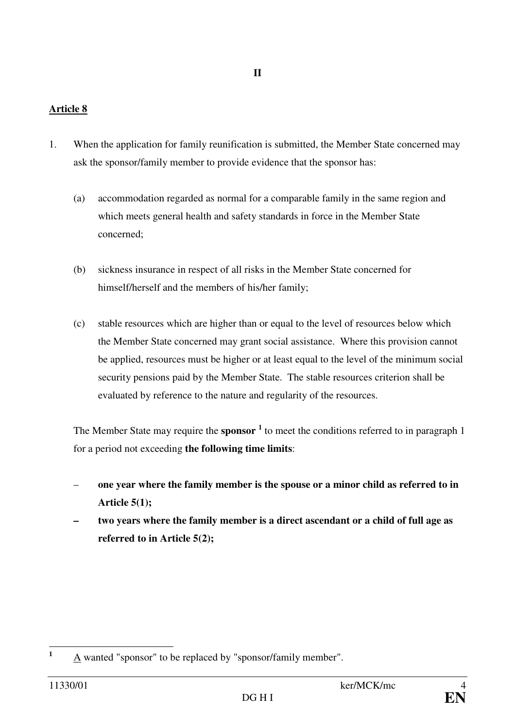II

**Article 8**

1. When the application for family reunification is submitted, the Member State concerned may ask the sponsor/family member to provide evidence that the sponsor has:

   (a) accommodation regarded as normal for a comparable family in the same region and which meets general health and safety standards in force in the Member State concerned;

   (b) sickness insurance in respect of all risks in the Member State concerned for himself/herself and the members of his/her family;

   (c) stable resources which are higher than or equal to the level of resources below which the Member State concerned may grant social assistance. Where this provision cannot be applied, resources must be higher or at least equal to the level of the minimum social security pensions paid by the Member State. The stable resources criterion shall be evaluated by reference to the nature and regularity of the resources.

   The Member State may require the **sponsor** [1] to meet the conditions referred to in paragraph 1 for a period not exceeding **the following time limits**:

   – **one year where the family member is the spouse or a minor child as referred to in Article 5(1);**
   – **two years where the family member is a direct ascendant or a child of full age as referred to in Article 5(2);**

---

[1] A wanted "sponsor" to be replaced by "sponsor/family member".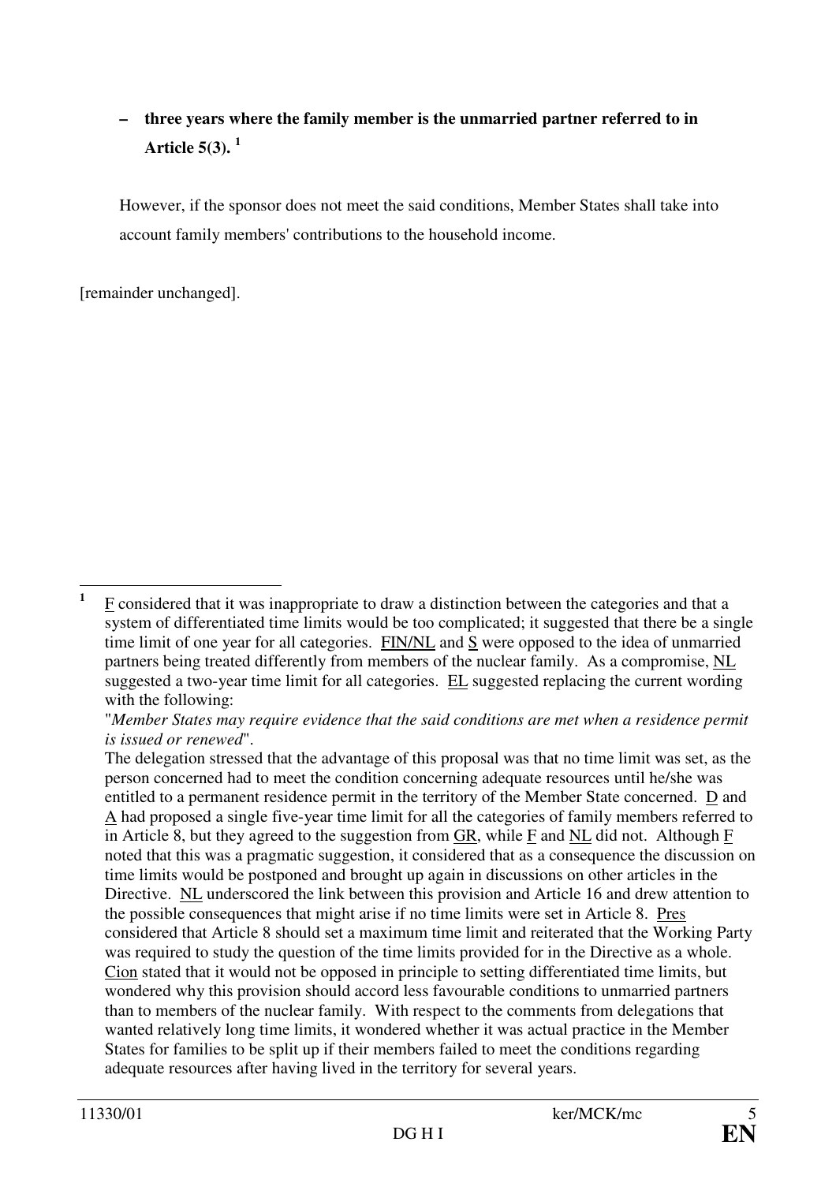– **three years where the family member is the unmarried partner referred to in Article 5(3).** [1]

However, if the sponsor does not meet the said conditions, Member States shall take into account family members' contributions to the household income.

[remainder unchanged].

---

[1] F considered that it was inappropriate to draw a distinction between the categories and that a system of differentiated time limits would be too complicated; it suggested that there be a single time limit of one year for all categories. FIN/NL and S were opposed to the idea of unmarried partners being treated differently from members of the nuclear family. As a compromise, NL suggested a two-year time limit for all categories. EL suggested replacing the current wording with the following:

"*Member States may require evidence that the said conditions are met when a residence permit is issued or renewed*".

The delegation stressed that the advantage of this proposal was that no time limit was set, as the person concerned had to meet the condition concerning adequate resources until he/she was entitled to a permanent residence permit in the territory of the Member State concerned. D and A had proposed a single five-year time limit for all the categories of family members referred to in Article 8, but they agreed to the suggestion from GR, while F and NL did not. Although F noted that this was a pragmatic suggestion, it considered that as a consequence the discussion on time limits would be postponed and brought up again in discussions on other articles in the Directive. NL underscored the link between this provision and Article 16 and drew attention to the possible consequences that might arise if no time limits were set in Article 8. Pres considered that Article 8 should set a maximum time limit and reiterated that the Working Party was required to study the question of the time limits provided for in the Directive as a whole. Cion stated that it would not be opposed in principle to setting differentiated time limits, but wondered why this provision should accord less favourable conditions to unmarried partners than to members of the nuclear family. With respect to the comments from delegations that wanted relatively long time limits, it wondered whether it was actual practice in the Member States for families to be split up if their members failed to meet the conditions regarding adequate resources after having lived in the territory for several years.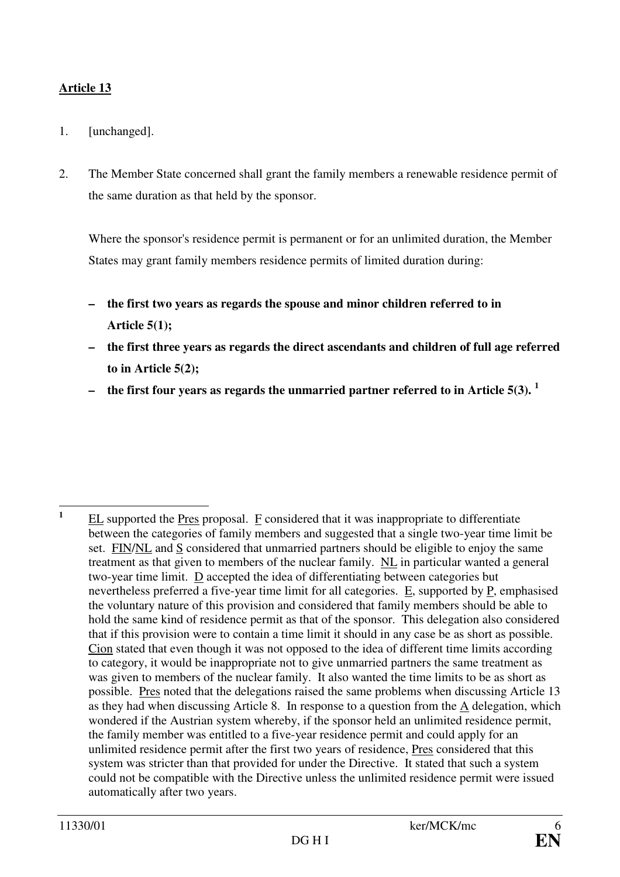**Article 13**

1. [unchanged].

2. The Member State concerned shall grant the family members a renewable residence permit of the same duration as that held by the sponsor.

   Where the sponsor's residence permit is permanent or for an unlimited duration, the Member States may grant family members residence permits of limited duration during:

   – **the first two years as regards the spouse and minor children referred to in Article 5(1);**
   – **the first three years as regards the direct ascendants and children of full age referred to in Article 5(2);**
   – **the first four years as regards the unmarried partner referred to in Article 5(3).** [1]

---

[1] EL supported the Pres proposal. F considered that it was inappropriate to differentiate between the categories of family members and suggested that a single two-year time limit be set. FIN/NL and S considered that unmarried partners should be eligible to enjoy the same treatment as that given to members of the nuclear family. NL in particular wanted a general two-year time limit. D accepted the idea of differentiating between categories but nevertheless preferred a five-year time limit for all categories. E, supported by P, emphasised the voluntary nature of this provision and considered that family members should be able to hold the same kind of residence permit as that of the sponsor. This delegation also considered that if this provision were to contain a time limit it should in any case be as short as possible. Cion stated that even though it was not opposed to the idea of different time limits according to category, it would be inappropriate not to give unmarried partners the same treatment as was given to members of the nuclear family. It also wanted the time limits to be as short as possible. Pres noted that the delegations raised the same problems when discussing Article 13 as they had when discussing Article 8. In response to a question from the A delegation, which wondered if the Austrian system whereby, if the sponsor held an unlimited residence permit, the family member was entitled to a five-year residence permit and could apply for an unlimited residence permit after the first two years of residence, Pres considered that this system was stricter than that provided for under the Directive. It stated that such a system could not be compatible with the Directive unless the unlimited residence permit were issued automatically after two years.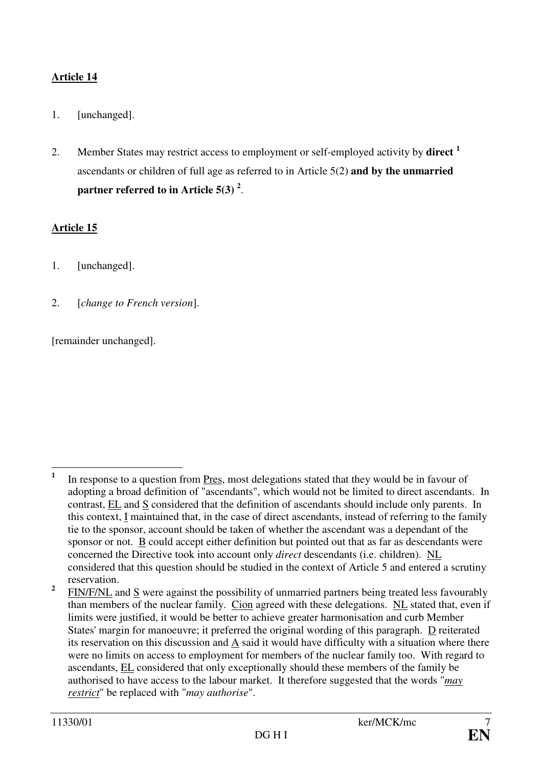**Article 14**

1. [unchanged].

2. Member States may restrict access to employment or self-employed activity by **direct** [1] ascendants or children of full age as referred to in Article 5(2) **and by the unmarried partner referred to in Article 5(3)** [2].

**Article 15**

1. [unchanged].

2. [*change to French version*].

[remainder unchanged].

---

[1] In response to a question from Pres, most delegations stated that they would be in favour of adopting a broad definition of "ascendants", which would not be limited to direct ascendants. In contrast, EL and S considered that the definition of ascendants should include only parents. In this context, I maintained that, in the case of direct ascendants, instead of referring to the family tie to the sponsor, account should be taken of whether the ascendant was a dependant of the sponsor or not. B could accept either definition but pointed out that as far as descendants were concerned the Directive took into account only *direct* descendants (i.e. children). NL considered that this question should be studied in the context of Article 5 and entered a scrutiny reservation.

[2] FIN/F/NL and S were against the possibility of unmarried partners being treated less favourably than members of the nuclear family. Cion agreed with these delegations. NL stated that, even if limits were justified, it would be better to achieve greater harmonisation and curb Member States' margin for manoeuvre; it preferred the original wording of this paragraph. D reiterated its reservation on this discussion and A said it would have difficulty with a situation where there were no limits on access to employment for members of the nuclear family too. With regard to ascendants, EL considered that only exceptionally should these members of the family be authorised to have access to the labour market. It therefore suggested that the words "*may restrict*" be replaced with "*may authorise*".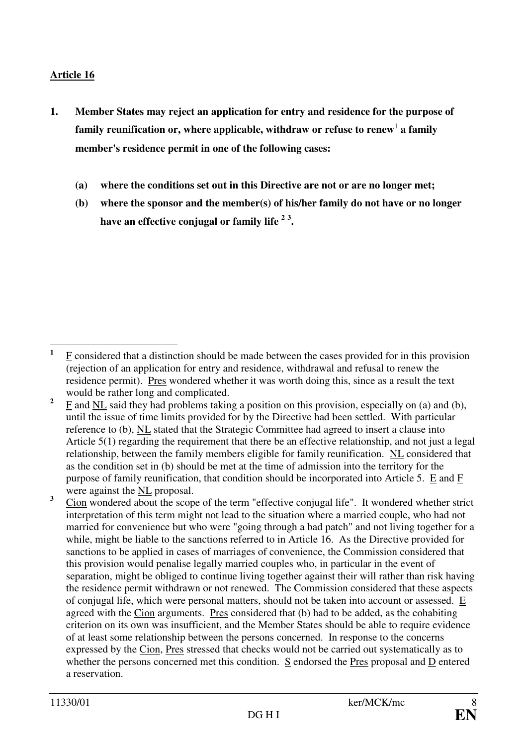**Article 16**

1. **Member States may reject an application for entry and residence for the purpose of family reunification or, where applicable, withdraw or refuse to renew**[1] **a family member's residence permit in one of the following cases:**

   **(a) where the conditions set out in this Directive are not or are no longer met;**

   **(b) where the sponsor and the member(s) of his/her family do not have or no longer have an effective conjugal or family life** [2] [3]**.**

---

[1] F considered that a distinction should be made between the cases provided for in this provision (rejection of an application for entry and residence, withdrawal and refusal to renew the residence permit). Pres wondered whether it was worth doing this, since as a result the text would be rather long and complicated.

[2] F and NL said they had problems taking a position on this provision, especially on (a) and (b), until the issue of time limits provided for by the Directive had been settled. With particular reference to (b), NL stated that the Strategic Committee had agreed to insert a clause into Article 5(1) regarding the requirement that there be an effective relationship, and not just a legal relationship, between the family members eligible for family reunification. NL considered that as the condition set in (b) should be met at the time of admission into the territory for the purpose of family reunification, that condition should be incorporated into Article 5. E and F were against the NL proposal.

[3] Cion wondered about the scope of the term "effective conjugal life". It wondered whether strict interpretation of this term might not lead to the situation where a married couple, who had not married for convenience but who were "going through a bad patch" and not living together for a while, might be liable to the sanctions referred to in Article 16. As the Directive provided for sanctions to be applied in cases of marriages of convenience, the Commission considered that this provision would penalise legally married couples who, in particular in the event of separation, might be obliged to continue living together against their will rather than risk having the residence permit withdrawn or not renewed. The Commission considered that these aspects of conjugal life, which were personal matters, should not be taken into account or assessed. E agreed with the Cion arguments. Pres considered that (b) had to be added, as the cohabiting criterion on its own was insufficient, and the Member States should be able to require evidence of at least some relationship between the persons concerned. In response to the concerns expressed by the Cion, Pres stressed that checks would not be carried out systematically as to whether the persons concerned met this condition. S endorsed the Pres proposal and D entered a reservation.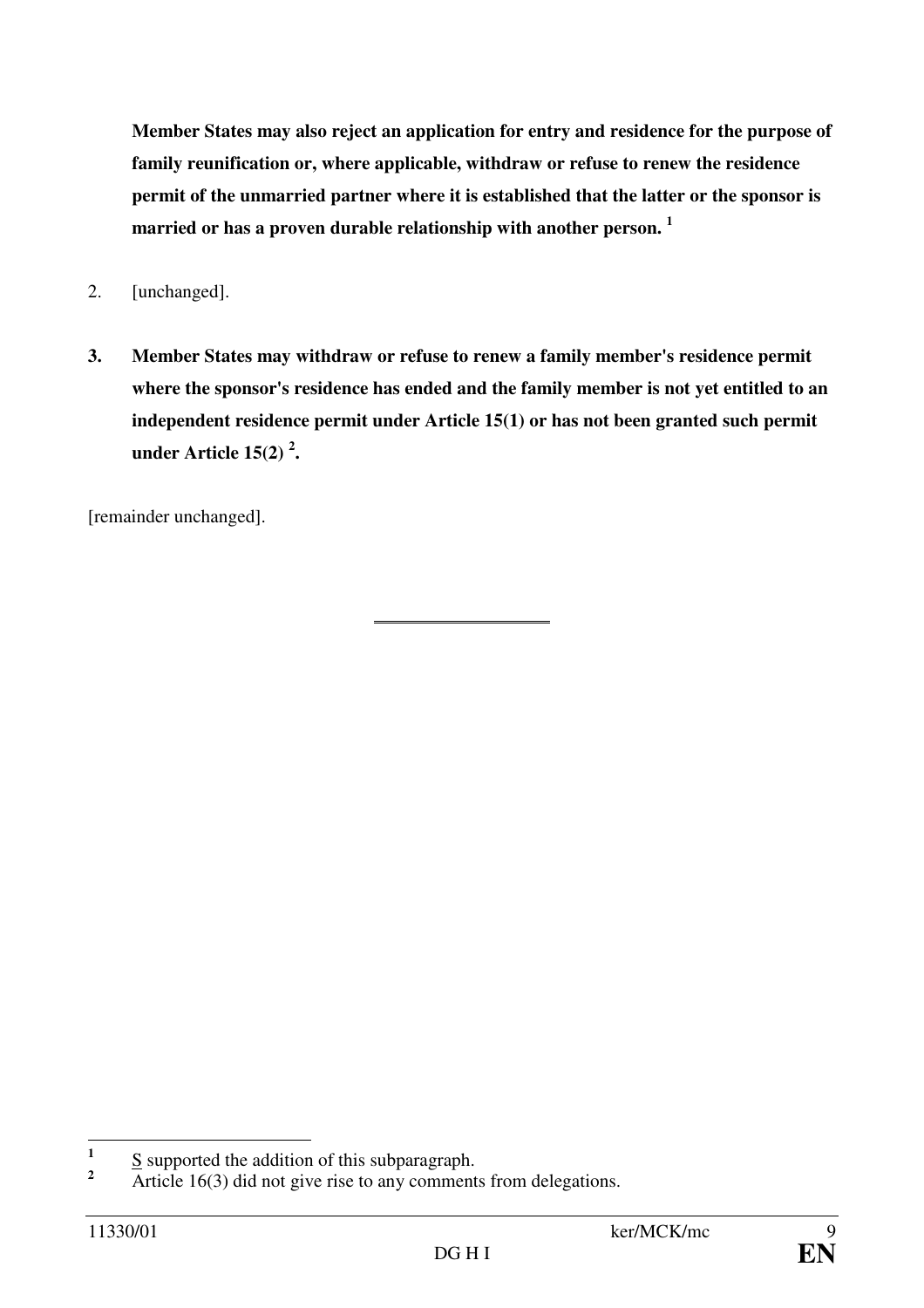**Member States may also reject an application for entry and residence for the purpose of family reunification or, where applicable, withdraw or refuse to renew the residence permit of the unmarried partner where it is established that the latter or the sponsor is married or has a proven durable relationship with another person.** [1]

2. [unchanged].

**3. Member States may withdraw or refuse to renew a family member's residence permit where the sponsor's residence has ended and the family member is not yet entitled to an independent residence permit under Article 15(1) or has not been granted such permit under Article 15(2)** [2]**.**

[remainder unchanged].

---

[1] S supported the addition of this subparagraph.

[2] Article 16(3) did not give rise to any comments from delegations.